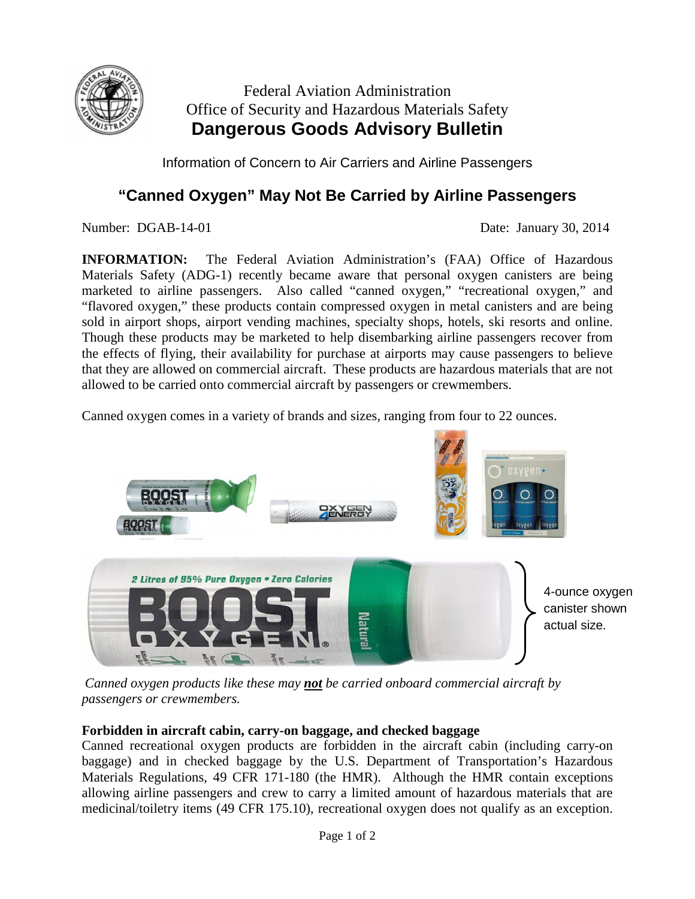Federal Aviation Administration
Office of Security and Hazardous Materials Safety

# Dangerous Goods Advisory Bulletin

Information of Concern to Air Carriers and Airline Passengers

## "Canned Oxygen" May Not Be Carried by Airline Passengers

Number: DGAB-14-01 Date: January 30, 2014

**INFORMATION:** The Federal Aviation Administration's (FAA) Office of Hazardous Materials Safety (ADG-1) recently became aware that personal oxygen canisters are being marketed to airline passengers. Also called "canned oxygen," "recreational oxygen," and "flavored oxygen," these products contain compressed oxygen in metal canisters and are being sold in airport shops, airport vending machines, specialty shops, hotels, ski resorts and online. Though these products may be marketed to help disembarking airline passengers recover from the effects of flying, their availability for purchase at airports may cause passengers to believe that they are allowed on commercial aircraft. These products are hazardous materials that are not allowed to be carried onto commercial aircraft by passengers or crewmembers.

Canned oxygen comes in a variety of brands and sizes, ranging from four to 22 ounces.

4-ounce oxygen canister shown actual size.

*Canned oxygen products like these may **not** be carried onboard commercial aircraft by passengers or crewmembers.*

**Forbidden in aircraft cabin, carry-on baggage, and checked baggage**

Canned recreational oxygen products are forbidden in the aircraft cabin (including carry-on baggage) and in checked baggage by the U.S. Department of Transportation's Hazardous Materials Regulations, 49 CFR 171-180 (the HMR). Although the HMR contain exceptions allowing airline passengers and crew to carry a limited amount of hazardous materials that are medicinal/toiletry items (49 CFR 175.10), recreational oxygen does not qualify as an exception.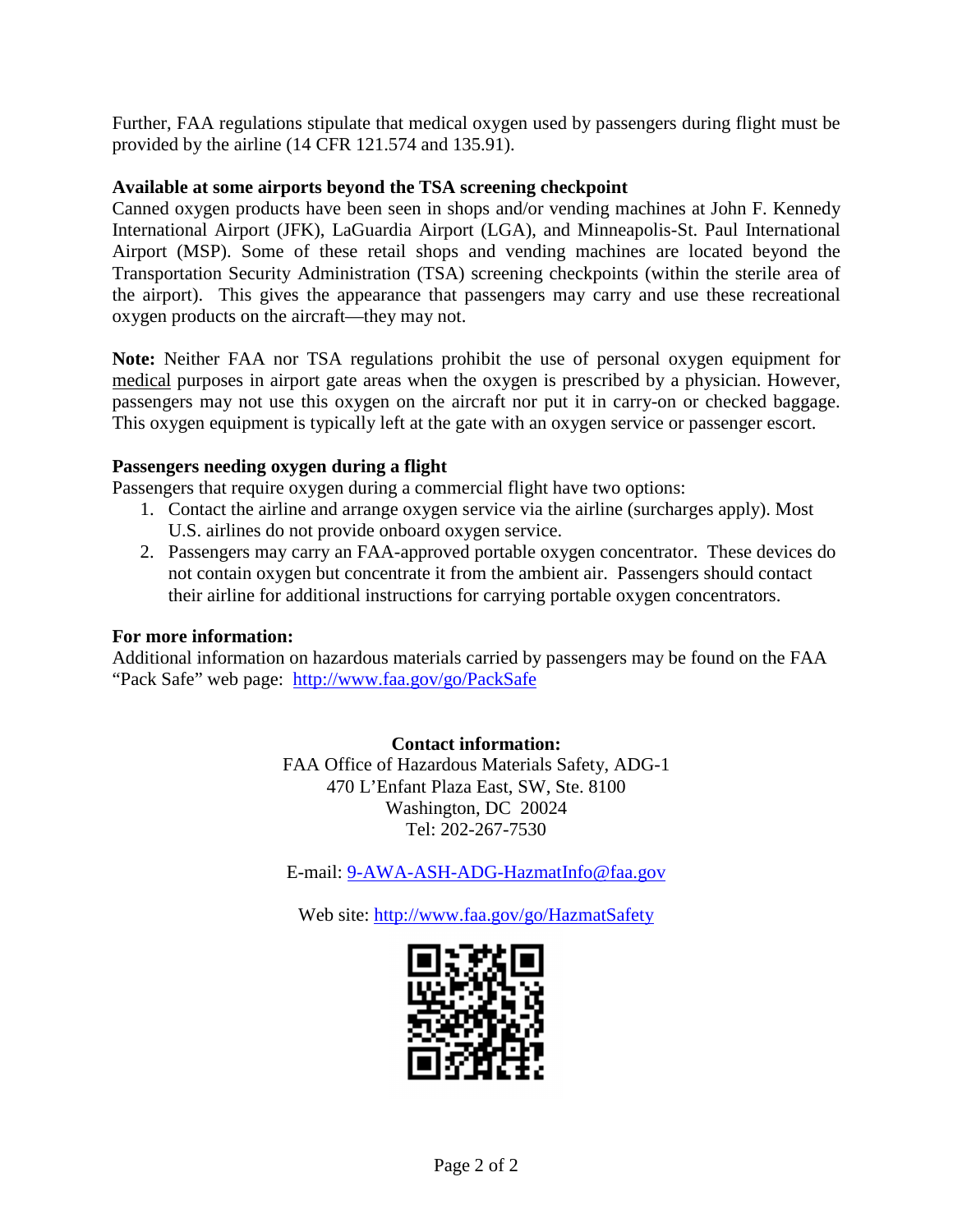Further, FAA regulations stipulate that medical oxygen used by passengers during flight must be provided by the airline (14 CFR 121.574 and 135.91).

**Available at some airports beyond the TSA screening checkpoint**

Canned oxygen products have been seen in shops and/or vending machines at John F. Kennedy International Airport (JFK), LaGuardia Airport (LGA), and Minneapolis-St. Paul International Airport (MSP). Some of these retail shops and vending machines are located beyond the Transportation Security Administration (TSA) screening checkpoints (within the sterile area of the airport). This gives the appearance that passengers may carry and use these recreational oxygen products on the aircraft—they may not.

**Note:** Neither FAA nor TSA regulations prohibit the use of personal oxygen equipment for medical purposes in airport gate areas when the oxygen is prescribed by a physician. However, passengers may not use this oxygen on the aircraft nor put it in carry-on or checked baggage. This oxygen equipment is typically left at the gate with an oxygen service or passenger escort.

**Passengers needing oxygen during a flight**

Passengers that require oxygen during a commercial flight have two options:

1. Contact the airline and arrange oxygen service via the airline (surcharges apply). Most U.S. airlines do not provide onboard oxygen service.
2. Passengers may carry an FAA-approved portable oxygen concentrator. These devices do not contain oxygen but concentrate it from the ambient air. Passengers should contact their airline for additional instructions for carrying portable oxygen concentrators.

**For more information:**

Additional information on hazardous materials carried by passengers may be found on the FAA "Pack Safe" web page: http://www.faa.gov/go/PackSafe

**Contact information:**

FAA Office of Hazardous Materials Safety, ADG-1
470 L'Enfant Plaza East, SW, Ste. 8100
Washington, DC 20024
Tel: 202-267-7530

E-mail: 9-AWA-ASH-ADG-HazmatInfo@faa.gov

Web site: http://www.faa.gov/go/HazmatSafety